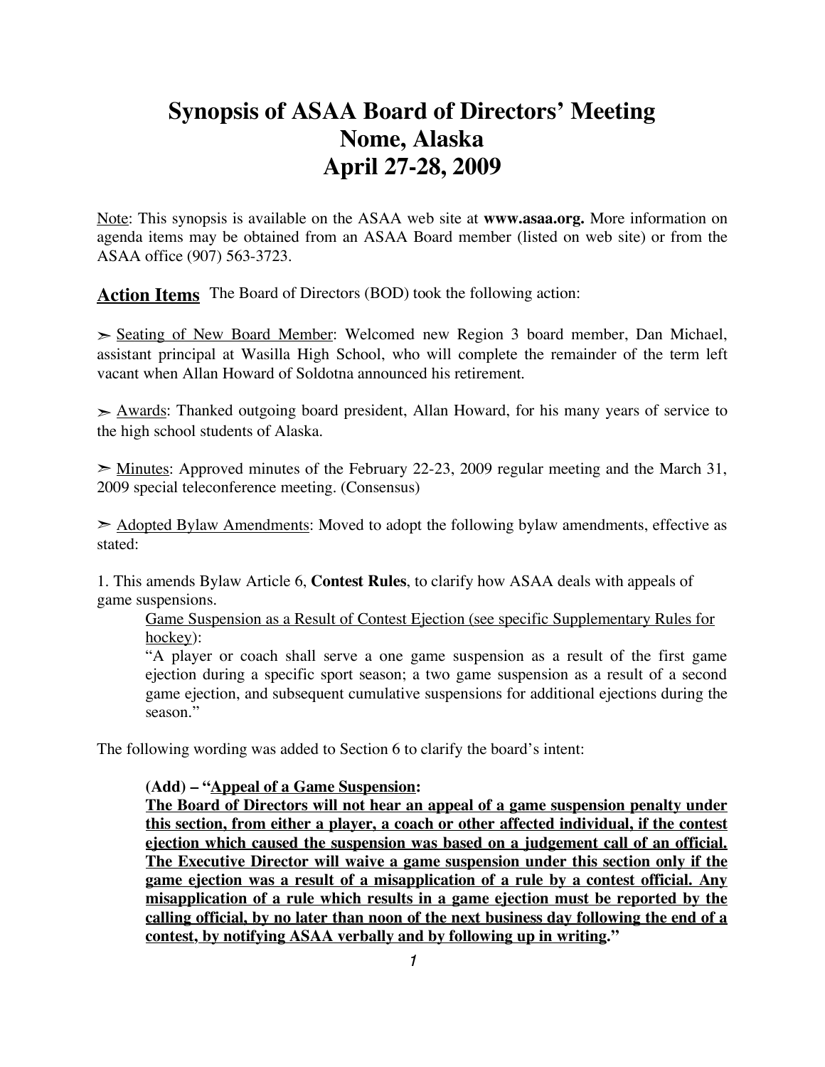# Synopsis of ASAA Board of Directors' Meeting
# Nome, Alaska
# April 27-28, 2009

Note: This synopsis is available on the ASAA web site at **www.asaa.org.** More information on agenda items may be obtained from an ASAA Board member (listed on web site) or from the ASAA office (907) 563-3723.

**Action Items** The Board of Directors (BOD) took the following action:

➢ Seating of New Board Member: Welcomed new Region 3 board member, Dan Michael, assistant principal at Wasilla High School, who will complete the remainder of the term left vacant when Allan Howard of Soldotna announced his retirement.

➢ Awards: Thanked outgoing board president, Allan Howard, for his many years of service to the high school students of Alaska.

➢ Minutes: Approved minutes of the February 22-23, 2009 regular meeting and the March 31, 2009 special teleconference meeting. (Consensus)

➢ Adopted Bylaw Amendments: Moved to adopt the following bylaw amendments, effective as stated:

1. This amends Bylaw Article 6, **Contest Rules**, to clarify how ASAA deals with appeals of game suspensions.

   Game Suspension as a Result of Contest Ejection (see specific Supplementary Rules for hockey):

   "A player or coach shall serve a one game suspension as a result of the first game ejection during a specific sport season; a two game suspension as a result of a second game ejection, and subsequent cumulative suspensions for additional ejections during the season."

The following wording was added to Section 6 to clarify the board's intent:

   **(Add) – "Appeal of a Game Suspension:**
   **The Board of Directors will not hear an appeal of a game suspension penalty under this section, from either a player, a coach or other affected individual, if the contest ejection which caused the suspension was based on a judgement call of an official. The Executive Director will waive a game suspension under this section only if the game ejection was a result of a misapplication of a rule by a contest official. Any misapplication of a rule which results in a game ejection must be reported by the calling official, by no later than noon of the next business day following the end of a contest, by notifying ASAA verbally and by following up in writing."**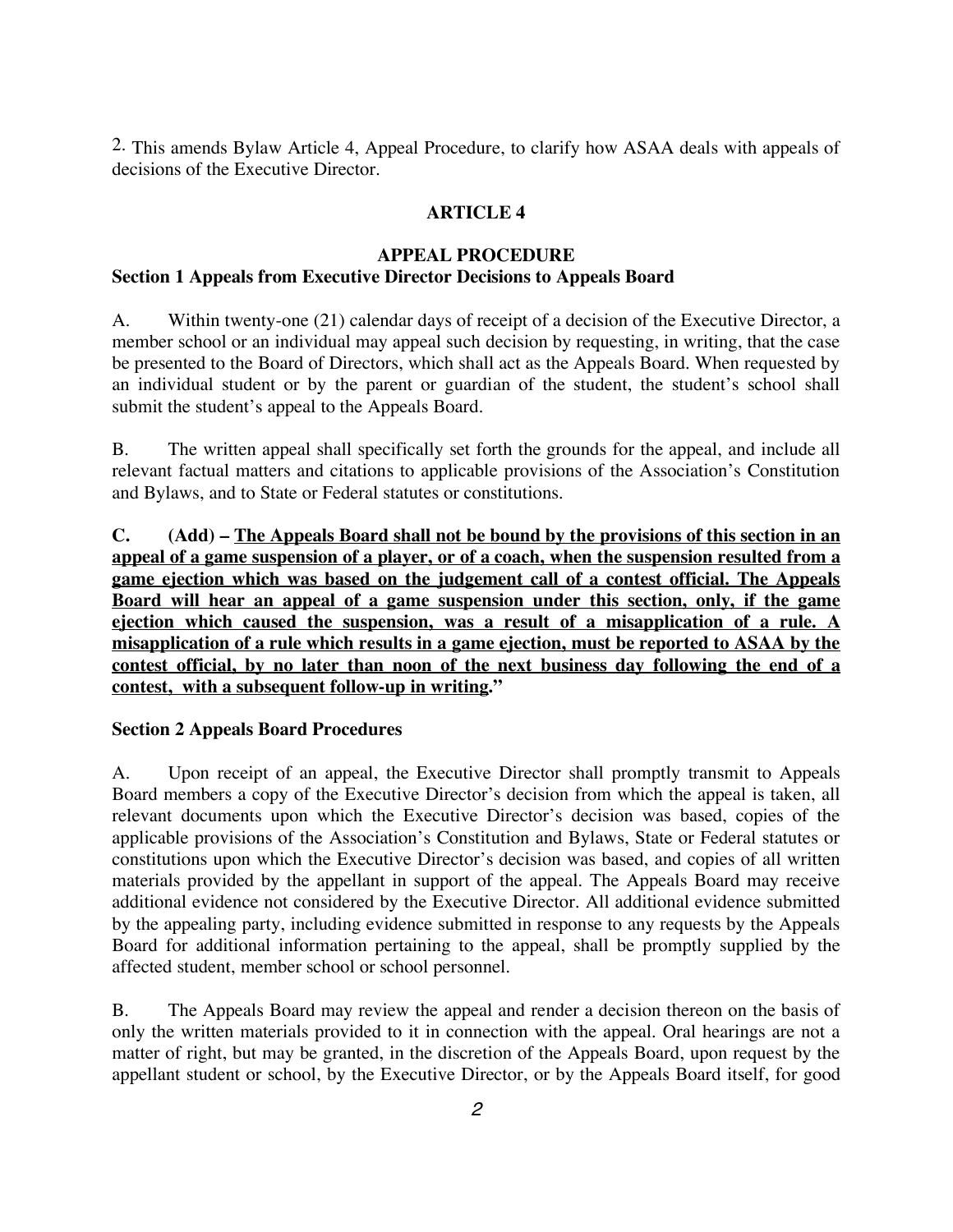2. This amends Bylaw Article 4, Appeal Procedure, to clarify how ASAA deals with appeals of decisions of the Executive Director.

## ARTICLE 4

## APPEAL PROCEDURE

### Section 1 Appeals from Executive Director Decisions to Appeals Board

A. Within twenty-one (21) calendar days of receipt of a decision of the Executive Director, a member school or an individual may appeal such decision by requesting, in writing, that the case be presented to the Board of Directors, which shall act as the Appeals Board. When requested by an individual student or by the parent or guardian of the student, the student's school shall submit the student's appeal to the Appeals Board.

B. The written appeal shall specifically set forth the grounds for the appeal, and include all relevant factual matters and citations to applicable provisions of the Association's Constitution and Bylaws, and to State or Federal statutes or constitutions.

**C. (Add) – <u>The Appeals Board shall not be bound by the provisions of this section in an appeal of a game suspension of a player, or of a coach, when the suspension resulted from a game ejection which was based on the judgement call of a contest official. The Appeals Board will hear an appeal of a game suspension under this section, only, if the game ejection which caused the suspension, was a result of a misapplication of a rule. A misapplication of a rule which results in a game ejection, must be reported to ASAA by the contest official, by no later than noon of the next business day following the end of a contest, with a subsequent follow-up in writing</u>."**

### Section 2 Appeals Board Procedures

A. Upon receipt of an appeal, the Executive Director shall promptly transmit to Appeals Board members a copy of the Executive Director's decision from which the appeal is taken, all relevant documents upon which the Executive Director's decision was based, copies of the applicable provisions of the Association's Constitution and Bylaws, State or Federal statutes or constitutions upon which the Executive Director's decision was based, and copies of all written materials provided by the appellant in support of the appeal. The Appeals Board may receive additional evidence not considered by the Executive Director. All additional evidence submitted by the appealing party, including evidence submitted in response to any requests by the Appeals Board for additional information pertaining to the appeal, shall be promptly supplied by the affected student, member school or school personnel.

B. The Appeals Board may review the appeal and render a decision thereon on the basis of only the written materials provided to it in connection with the appeal. Oral hearings are not a matter of right, but may be granted, in the discretion of the Appeals Board, upon request by the appellant student or school, by the Executive Director, or by the Appeals Board itself, for good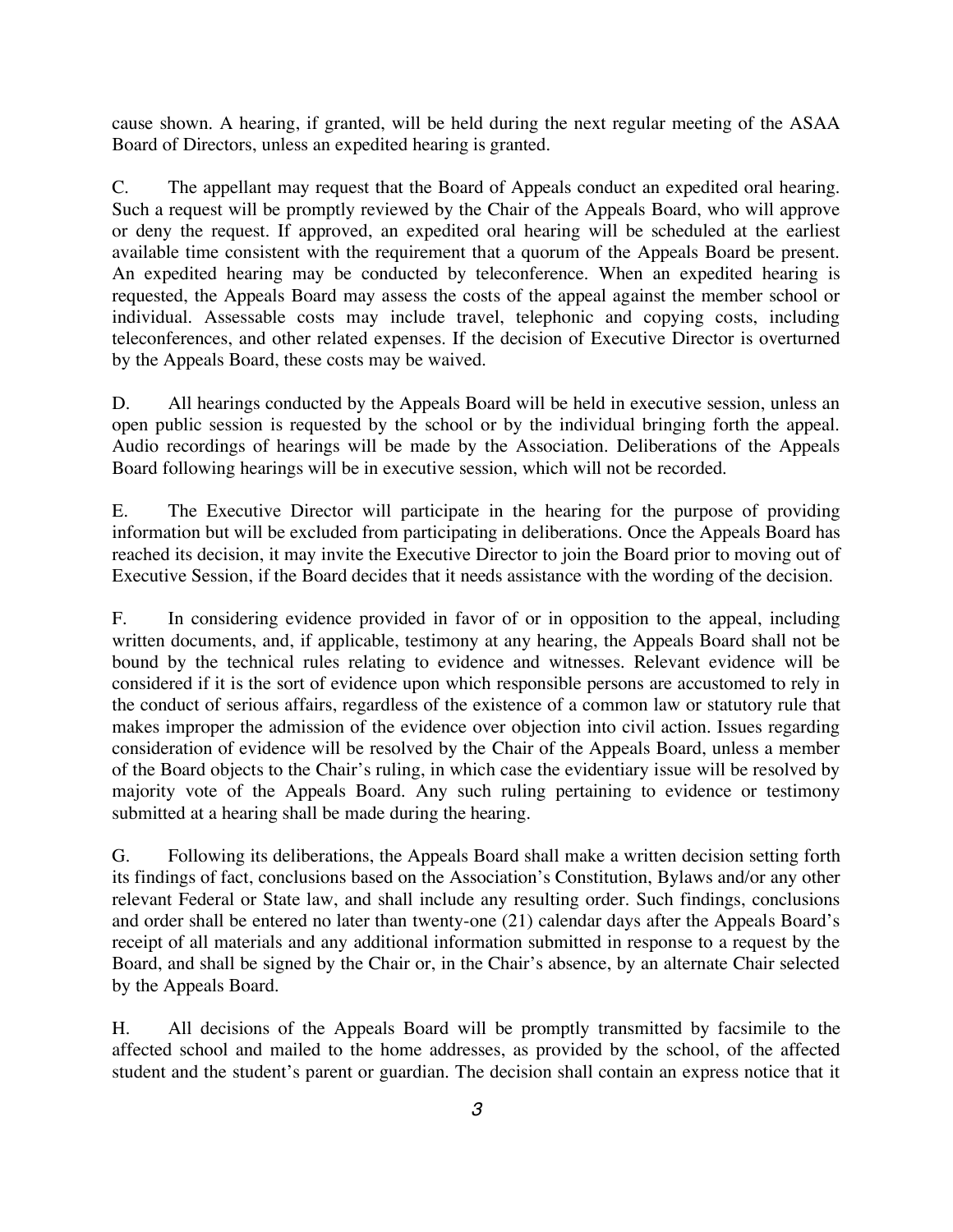cause shown. A hearing, if granted, will be held during the next regular meeting of the ASAA Board of Directors, unless an expedited hearing is granted.

C. The appellant may request that the Board of Appeals conduct an expedited oral hearing. Such a request will be promptly reviewed by the Chair of the Appeals Board, who will approve or deny the request. If approved, an expedited oral hearing will be scheduled at the earliest available time consistent with the requirement that a quorum of the Appeals Board be present. An expedited hearing may be conducted by teleconference. When an expedited hearing is requested, the Appeals Board may assess the costs of the appeal against the member school or individual. Assessable costs may include travel, telephonic and copying costs, including teleconferences, and other related expenses. If the decision of Executive Director is overturned by the Appeals Board, these costs may be waived.

D. All hearings conducted by the Appeals Board will be held in executive session, unless an open public session is requested by the school or by the individual bringing forth the appeal. Audio recordings of hearings will be made by the Association. Deliberations of the Appeals Board following hearings will be in executive session, which will not be recorded.

E. The Executive Director will participate in the hearing for the purpose of providing information but will be excluded from participating in deliberations. Once the Appeals Board has reached its decision, it may invite the Executive Director to join the Board prior to moving out of Executive Session, if the Board decides that it needs assistance with the wording of the decision.

F. In considering evidence provided in favor of or in opposition to the appeal, including written documents, and, if applicable, testimony at any hearing, the Appeals Board shall not be bound by the technical rules relating to evidence and witnesses. Relevant evidence will be considered if it is the sort of evidence upon which responsible persons are accustomed to rely in the conduct of serious affairs, regardless of the existence of a common law or statutory rule that makes improper the admission of the evidence over objection into civil action. Issues regarding consideration of evidence will be resolved by the Chair of the Appeals Board, unless a member of the Board objects to the Chair's ruling, in which case the evidentiary issue will be resolved by majority vote of the Appeals Board. Any such ruling pertaining to evidence or testimony submitted at a hearing shall be made during the hearing.

G. Following its deliberations, the Appeals Board shall make a written decision setting forth its findings of fact, conclusions based on the Association's Constitution, Bylaws and/or any other relevant Federal or State law, and shall include any resulting order. Such findings, conclusions and order shall be entered no later than twenty-one (21) calendar days after the Appeals Board's receipt of all materials and any additional information submitted in response to a request by the Board, and shall be signed by the Chair or, in the Chair's absence, by an alternate Chair selected by the Appeals Board.

H. All decisions of the Appeals Board will be promptly transmitted by facsimile to the affected school and mailed to the home addresses, as provided by the school, of the affected student and the student's parent or guardian. The decision shall contain an express notice that it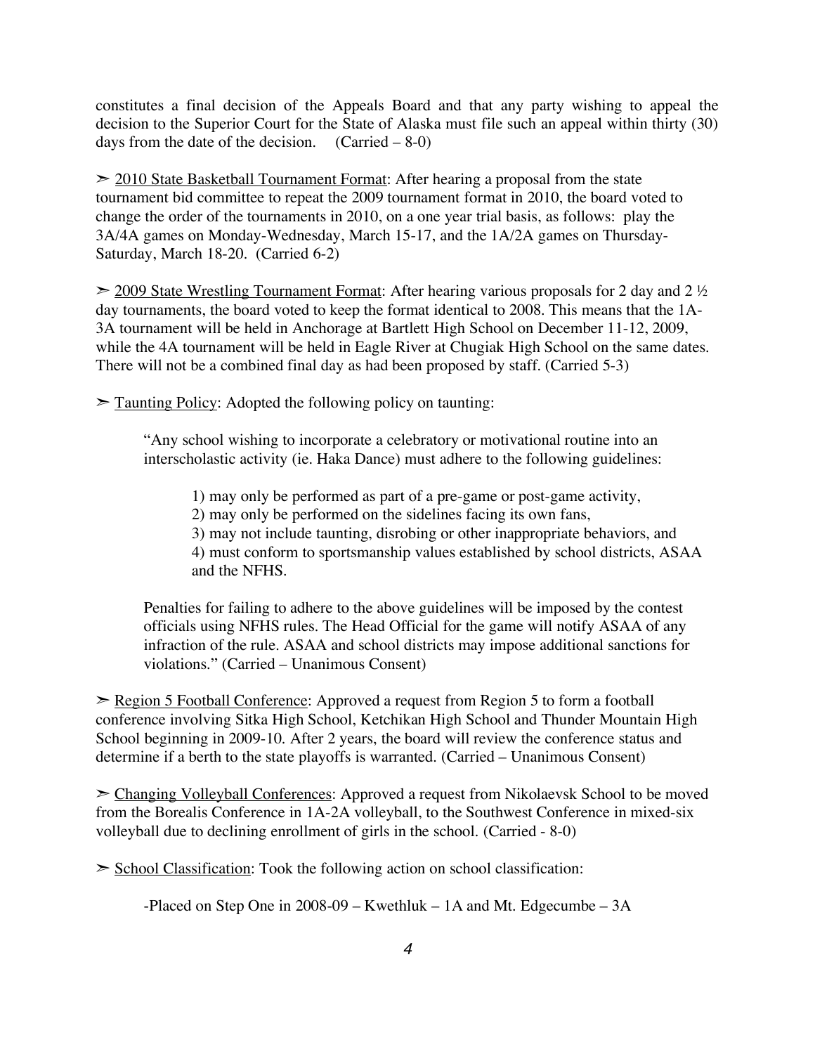constitutes a final decision of the Appeals Board and that any party wishing to appeal the decision to the Superior Court for the State of Alaska must file such an appeal within thirty (30) days from the date of the decision. (Carried – 8-0)

➢ <u>2010 State Basketball Tournament Format</u>: After hearing a proposal from the state tournament bid committee to repeat the 2009 tournament format in 2010, the board voted to change the order of the tournaments in 2010, on a one year trial basis, as follows: play the 3A/4A games on Monday-Wednesday, March 15-17, and the 1A/2A games on Thursday-Saturday, March 18-20. (Carried 6-2)

➢ <u>2009 State Wrestling Tournament Format</u>: After hearing various proposals for 2 day and 2 ½ day tournaments, the board voted to keep the format identical to 2008. This means that the 1A-3A tournament will be held in Anchorage at Bartlett High School on December 11-12, 2009, while the 4A tournament will be held in Eagle River at Chugiak High School on the same dates. There will not be a combined final day as had been proposed by staff. (Carried 5-3)

➢ <u>Taunting Policy</u>: Adopted the following policy on taunting:

> "Any school wishing to incorporate a celebratory or motivational routine into an interscholastic activity (ie. Haka Dance) must adhere to the following guidelines:
>
> 1) may only be performed as part of a pre-game or post-game activity,
> 2) may only be performed on the sidelines facing its own fans,
> 3) may not include taunting, disrobing or other inappropriate behaviors, and
> 4) must conform to sportsmanship values established by school districts, ASAA and the NFHS.
>
> Penalties for failing to adhere to the above guidelines will be imposed by the contest officials using NFHS rules. The Head Official for the game will notify ASAA of any infraction of the rule. ASAA and school districts may impose additional sanctions for violations." (Carried – Unanimous Consent)

➢ <u>Region 5 Football Conference</u>: Approved a request from Region 5 to form a football conference involving Sitka High School, Ketchikan High School and Thunder Mountain High School beginning in 2009-10. After 2 years, the board will review the conference status and determine if a berth to the state playoffs is warranted. (Carried – Unanimous Consent)

➢ <u>Changing Volleyball Conferences</u>: Approved a request from Nikolaevsk School to be moved from the Borealis Conference in 1A-2A volleyball, to the Southwest Conference in mixed-six volleyball due to declining enrollment of girls in the school. (Carried - 8-0)

➢ <u>School Classification</u>: Took the following action on school classification:

-Placed on Step One in 2008-09 – Kwethluk – 1A and Mt. Edgecumbe – 3A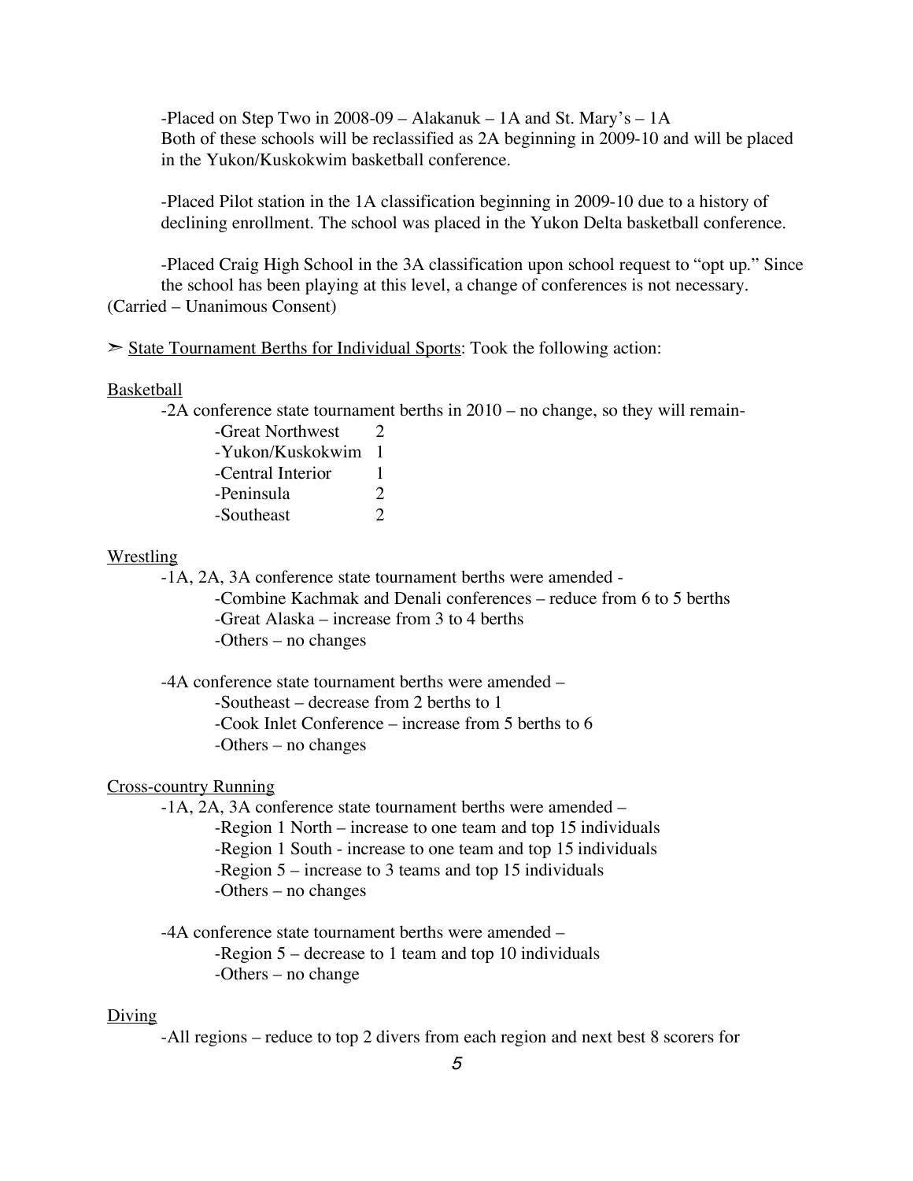-Placed on Step Two in 2008-09 – Alakanuk – 1A and St. Mary's – 1A
Both of these schools will be reclassified as 2A beginning in 2009-10 and will be placed in the Yukon/Kuskokwim basketball conference.

-Placed Pilot station in the 1A classification beginning in 2009-10 due to a history of declining enrollment. The school was placed in the Yukon Delta basketball conference.

-Placed Craig High School in the 3A classification upon school request to "opt up." Since the school has been playing at this level, a change of conferences is not necessary.

(Carried – Unanimous Consent)

➢ <u>State Tournament Berths for Individual Sports</u>: Took the following action:

<u>Basketball</u>

-2A conference state tournament berths in 2010 – no change, so they will remain-

| | |
|---|---|
| -Great Northwest | 2 |
| -Yukon/Kuskokwim | 1 |
| -Central Interior | 1 |
| -Peninsula | 2 |
| -Southeast | 2 |

<u>Wrestling</u>

-1A, 2A, 3A conference state tournament berths were amended -
- -Combine Kachmak and Denali conferences – reduce from 6 to 5 berths
- -Great Alaska – increase from 3 to 4 berths
- -Others – no changes

-4A conference state tournament berths were amended –
- -Southeast – decrease from 2 berths to 1
- -Cook Inlet Conference – increase from 5 berths to 6
- -Others – no changes

<u>Cross-country Running</u>

-1A, 2A, 3A conference state tournament berths were amended –
- -Region 1 North – increase to one team and top 15 individuals
- -Region 1 South - increase to one team and top 15 individuals
- -Region 5 – increase to 3 teams and top 15 individuals
- -Others – no changes

-4A conference state tournament berths were amended –
- -Region 5 – decrease to 1 team and top 10 individuals
- -Others – no change

<u>Diving</u>

-All regions – reduce to top 2 divers from each region and next best 8 scorers for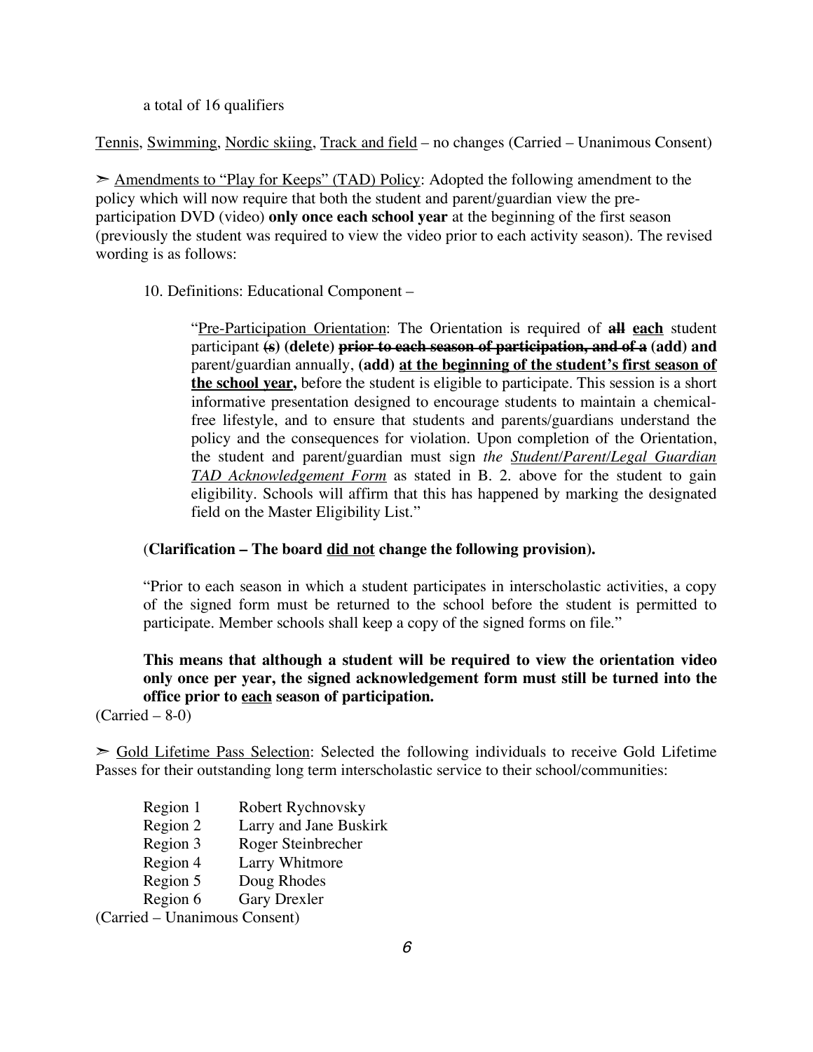a total of 16 qualifiers

<u>Tennis</u>, <u>Swimming</u>, <u>Nordic skiing</u>, <u>Track and field</u> – no changes (Carried – Unanimous Consent)

➢ <u>Amendments to "Play for Keeps" (TAD) Policy</u>: Adopted the following amendment to the policy which will now require that both the student and parent/guardian view the pre-participation DVD (video) **only once each school year** at the beginning of the first season (previously the student was required to view the video prior to each activity season). The revised wording is as follows:

10. Definitions: Educational Component –

> "<u>Pre-Participation Orientation</u>: The Orientation is required of ~~**all**~~ <u>**each**</u> student participant ~~**(s**~~**) (delete)** ~~**prior to each season of participation, and of a**~~ **(add) and** parent/guardian annually, **(add)** <u>**at the beginning of the student's first season of the school year,**</u> before the student is eligible to participate. This session is a short informative presentation designed to encourage students to maintain a chemical-free lifestyle, and to ensure that students and parents/guardians understand the policy and the consequences for violation. Upon completion of the Orientation, the student and parent/guardian must sign *the <u>Student/Parent/Legal Guardian TAD Acknowledgement Form</u>* as stated in B. 2. above for the student to gain eligibility. Schools will affirm that this has happened by marking the designated field on the Master Eligibility List."

(**Clarification – The board <u>did not</u> change the following provision).**

"Prior to each season in which a student participates in interscholastic activities, a copy of the signed form must be returned to the school before the student is permitted to participate. Member schools shall keep a copy of the signed forms on file."

**This means that although a student will be required to view the orientation video only once per year, the signed acknowledgement form must still be turned into the office prior to <u>each</u> season of participation.**

(Carried – 8-0)

➢ <u>Gold Lifetime Pass Selection</u>: Selected the following individuals to receive Gold Lifetime Passes for their outstanding long term interscholastic service to their school/communities:

| | |
|---|---|
| Region 1 | Robert Rychnovsky |
| Region 2 | Larry and Jane Buskirk |
| Region 3 | Roger Steinbrecher |
| Region 4 | Larry Whitmore |
| Region 5 | Doug Rhodes |
| Region 6 | Gary Drexler |

(Carried – Unanimous Consent)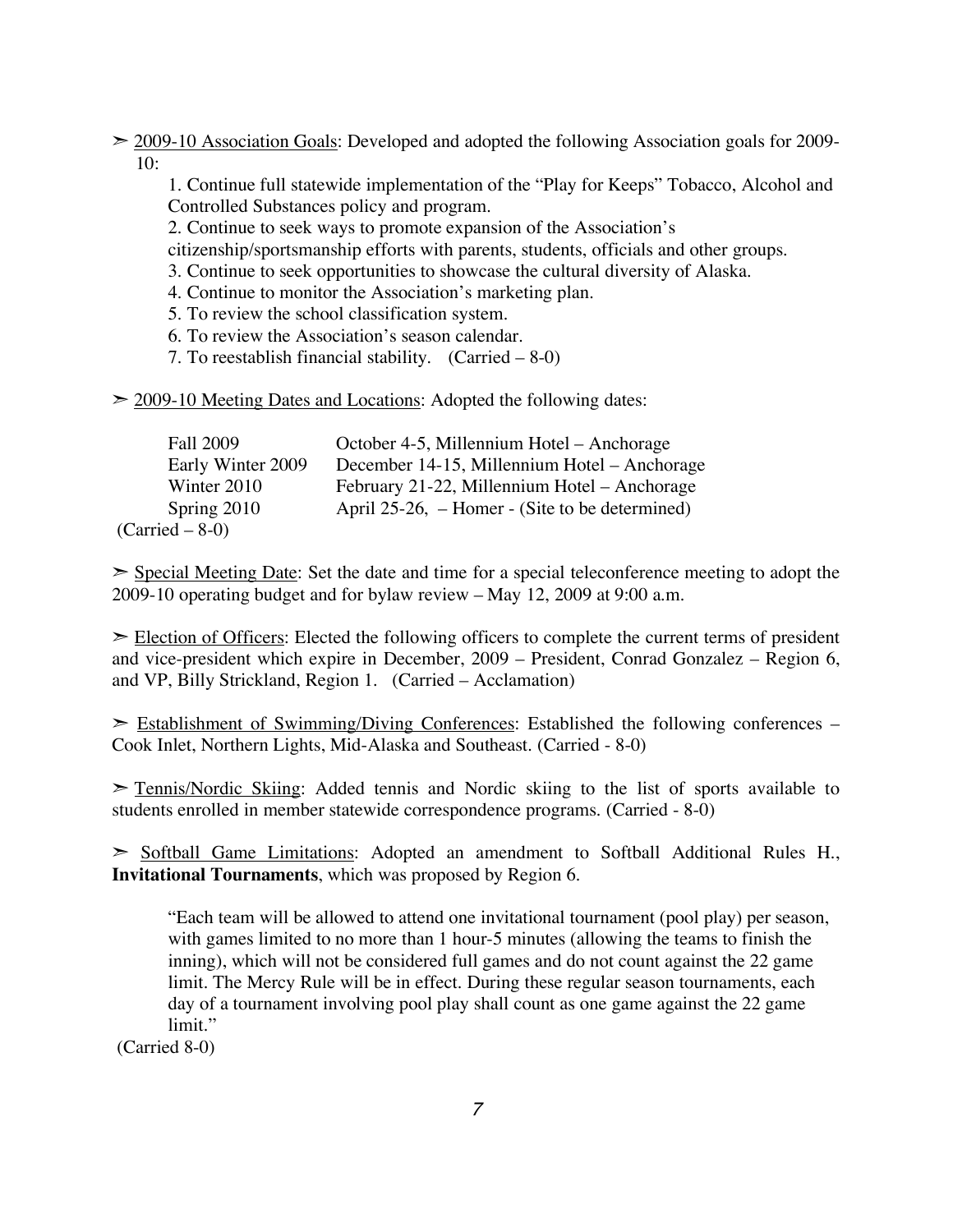➢ <u>2009-10 Association Goals</u>: Developed and adopted the following Association goals for 2009-10:

1. Continue full statewide implementation of the "Play for Keeps" Tobacco, Alcohol and Controlled Substances policy and program.
2. Continue to seek ways to promote expansion of the Association's citizenship/sportsmanship efforts with parents, students, officials and other groups.
3. Continue to seek opportunities to showcase the cultural diversity of Alaska.
4. Continue to monitor the Association's marketing plan.
5. To review the school classification system.
6. To review the Association's season calendar.
7. To reestablish financial stability. (Carried – 8-0)

➢ <u>2009-10 Meeting Dates and Locations</u>: Adopted the following dates:

| | |
|---|---|
| Fall 2009 | October 4-5, Millennium Hotel – Anchorage |
| Early Winter 2009 | December 14-15, Millennium Hotel – Anchorage |
| Winter 2010 | February 21-22, Millennium Hotel – Anchorage |
| Spring 2010 | April 25-26, – Homer - (Site to be determined) |

(Carried – 8-0)

➢ <u>Special Meeting Date</u>: Set the date and time for a special teleconference meeting to adopt the 2009-10 operating budget and for bylaw review – May 12, 2009 at 9:00 a.m.

➢ <u>Election of Officers</u>: Elected the following officers to complete the current terms of president and vice-president which expire in December, 2009 – President, Conrad Gonzalez – Region 6, and VP, Billy Strickland, Region 1. (Carried – Acclamation)

➢ <u>Establishment of Swimming/Diving Conferences</u>: Established the following conferences – Cook Inlet, Northern Lights, Mid-Alaska and Southeast. (Carried - 8-0)

➢ <u>Tennis/Nordic Skiing</u>: Added tennis and Nordic skiing to the list of sports available to students enrolled in member statewide correspondence programs. (Carried - 8-0)

➢ <u>Softball Game Limitations</u>: Adopted an amendment to Softball Additional Rules H., **Invitational Tournaments**, which was proposed by Region 6.

> "Each team will be allowed to attend one invitational tournament (pool play) per season, with games limited to no more than 1 hour-5 minutes (allowing the teams to finish the inning), which will not be considered full games and do not count against the 22 game limit. The Mercy Rule will be in effect. During these regular season tournaments, each day of a tournament involving pool play shall count as one game against the 22 game limit."

(Carried 8-0)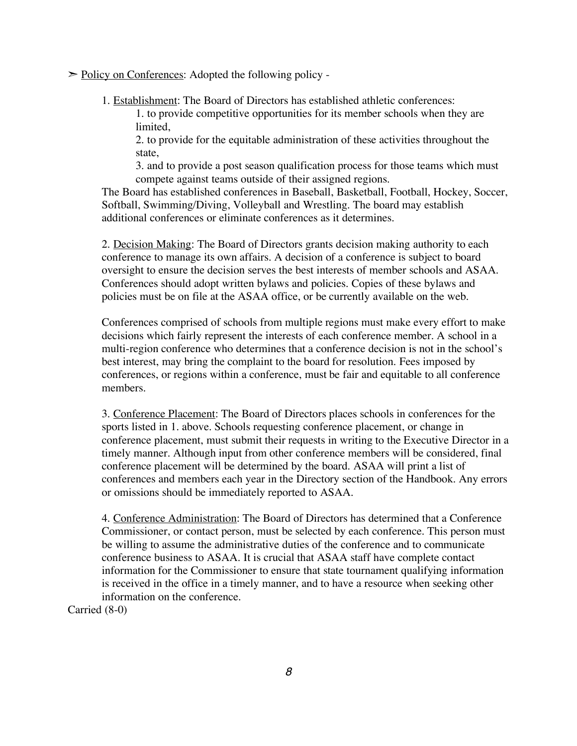➢ <u>Policy on Conferences</u>: Adopted the following policy -

1. <u>Establishment</u>: The Board of Directors has established athletic conferences:
    1. to provide competitive opportunities for its member schools when they are limited,
    2. to provide for the equitable administration of these activities throughout the state,
    3. and to provide a post season qualification process for those teams which must compete against teams outside of their assigned regions.

   The Board has established conferences in Baseball, Basketball, Football, Hockey, Soccer, Softball, Swimming/Diving, Volleyball and Wrestling. The board may establish additional conferences or eliminate conferences as it determines.

2. <u>Decision Making</u>: The Board of Directors grants decision making authority to each conference to manage its own affairs. A decision of a conference is subject to board oversight to ensure the decision serves the best interests of member schools and ASAA. Conferences should adopt written bylaws and policies. Copies of these bylaws and policies must be on file at the ASAA office, or be currently available on the web.

   Conferences comprised of schools from multiple regions must make every effort to make decisions which fairly represent the interests of each conference member. A school in a multi-region conference who determines that a conference decision is not in the school's best interest, may bring the complaint to the board for resolution. Fees imposed by conferences, or regions within a conference, must be fair and equitable to all conference members.

3. <u>Conference Placement</u>: The Board of Directors places schools in conferences for the sports listed in 1. above. Schools requesting conference placement, or change in conference placement, must submit their requests in writing to the Executive Director in a timely manner. Although input from other conference members will be considered, final conference placement will be determined by the board. ASAA will print a list of conferences and members each year in the Directory section of the Handbook. Any errors or omissions should be immediately reported to ASAA.

4. <u>Conference Administration</u>: The Board of Directors has determined that a Conference Commissioner, or contact person, must be selected by each conference. This person must be willing to assume the administrative duties of the conference and to communicate conference business to ASAA. It is crucial that ASAA staff have complete contact information for the Commissioner to ensure that state tournament qualifying information is received in the office in a timely manner, and to have a resource when seeking other information on the conference.

Carried (8-0)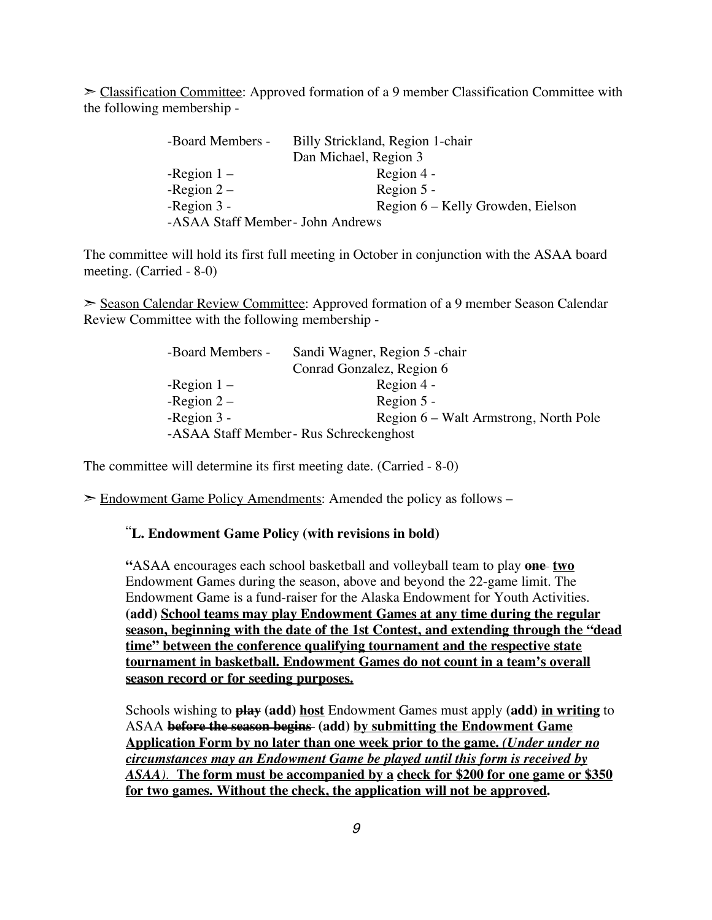➢ <u>Classification Committee</u>: Approved formation of a 9 member Classification Committee with the following membership -

| | | |
|---|---|---|
| -Board Members - | Billy Strickland, Region 1-chair | |
| | Dan Michael, Region 3 | |
| -Region 1 – | | Region 4 - |
| -Region 2 – | | Region 5 - |
| -Region 3 - | | Region 6 – Kelly Growden, Eielson |
| -ASAA Staff Member - John Andrews | | |

The committee will hold its first full meeting in October in conjunction with the ASAA board meeting. (Carried - 8-0)

➢ <u>Season Calendar Review Committee</u>: Approved formation of a 9 member Season Calendar Review Committee with the following membership -

| | | |
|---|---|---|
| -Board Members - | Sandi Wagner, Region 5 -chair | |
| | Conrad Gonzalez, Region 6 | |
| -Region 1 – | | Region 4 - |
| -Region 2 – | | Region 5 - |
| -Region 3 - | | Region 6 – Walt Armstrong, North Pole |
| -ASAA Staff Member - Rus Schreckenghost | | |

The committee will determine its first meeting date. (Carried - 8-0)

➢ <u>Endowment Game Policy Amendments</u>: Amended the policy as follows –

"**L. Endowment Game Policy (with revisions in bold)**

**"**ASAA encourages each school basketball and volleyball team to play **~~one~~ <u>two</u>** Endowment Games during the season, above and beyond the 22-game limit. The Endowment Game is a fund-raiser for the Alaska Endowment for Youth Activities. **(add) <u>School teams may play Endowment Games at any time during the regular season, beginning with the date of the 1st Contest, and extending through the "dead time" between the conference qualifying tournament and the respective state tournament in basketball. Endowment Games do not count in a team's overall season record or for seeding purposes.</u>**

Schools wishing to **~~play~~ (add) <u>host</u>** Endowment Games must apply **(add) <u>in writing</u>** to ASAA **~~before the season begins~~ (add) <u>by submitting the Endowment Game Application Form by no later than one week prior to the game.</u>** ***<u>(Under under no circumstances may an Endowment Game be played until this form is received by ASAA)</u>***. **<u>The form must be accompanied by a check for $200 for one game or $350 for two games. Without the check, the application will not be approved</u>.**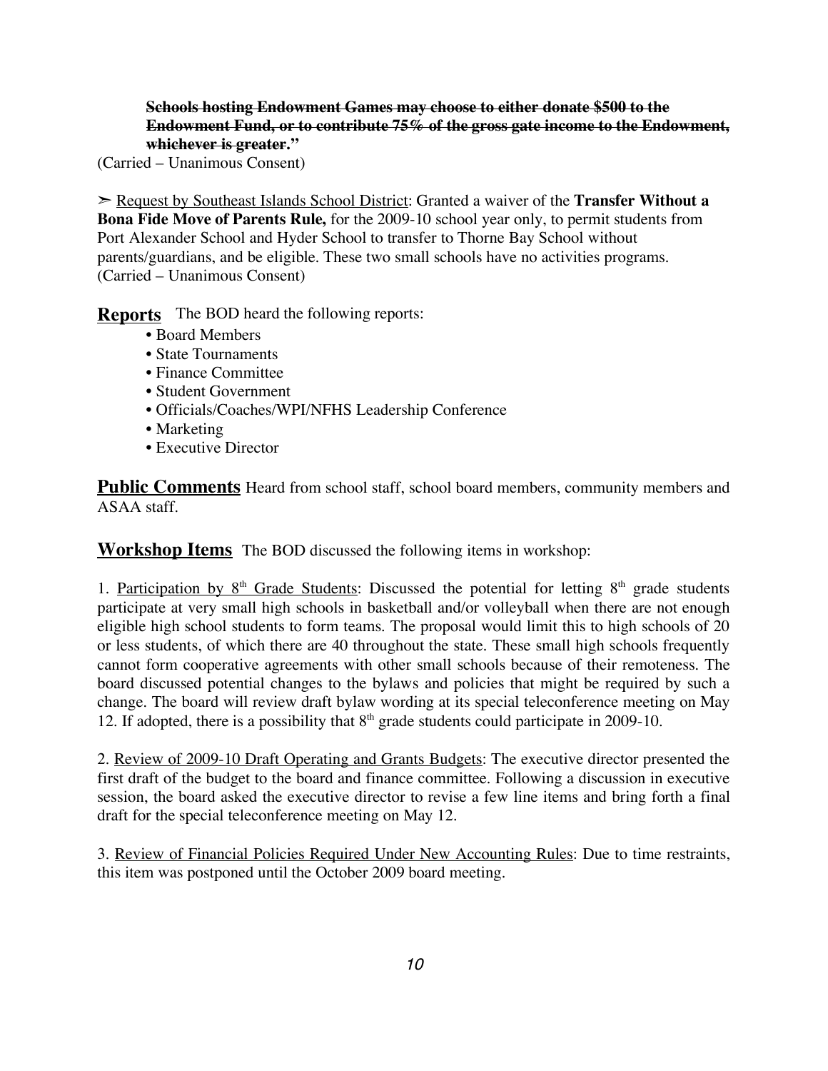~~**Schools hosting Endowment Games may choose to either donate $500 to the Endowment Fund, or to contribute 75% of the gross gate income to the Endowment, whichever is greater.**~~**"**

(Carried – Unanimous Consent)

➢ Request by Southeast Islands School District: Granted a waiver of the **Transfer Without a Bona Fide Move of Parents Rule,** for the 2009-10 school year only, to permit students from Port Alexander School and Hyder School to transfer to Thorne Bay School without parents/guardians, and be eligible. These two small schools have no activities programs. (Carried – Unanimous Consent)

**Reports** The BOD heard the following reports:

- Board Members
- State Tournaments
- Finance Committee
- Student Government
- Officials/Coaches/WPI/NFHS Leadership Conference
- Marketing
- Executive Director

**Public Comments** Heard from school staff, school board members, community members and ASAA staff.

**Workshop Items** The BOD discussed the following items in workshop:

1. Participation by 8th Grade Students: Discussed the potential for letting 8th grade students participate at very small high schools in basketball and/or volleyball when there are not enough eligible high school students to form teams. The proposal would limit this to high schools of 20 or less students, of which there are 40 throughout the state. These small high schools frequently cannot form cooperative agreements with other small schools because of their remoteness. The board discussed potential changes to the bylaws and policies that might be required by such a change. The board will review draft bylaw wording at its special teleconference meeting on May 12. If adopted, there is a possibility that 8th grade students could participate in 2009-10.

2. Review of 2009-10 Draft Operating and Grants Budgets: The executive director presented the first draft of the budget to the board and finance committee. Following a discussion in executive session, the board asked the executive director to revise a few line items and bring forth a final draft for the special teleconference meeting on May 12.

3. Review of Financial Policies Required Under New Accounting Rules: Due to time restraints, this item was postponed until the October 2009 board meeting.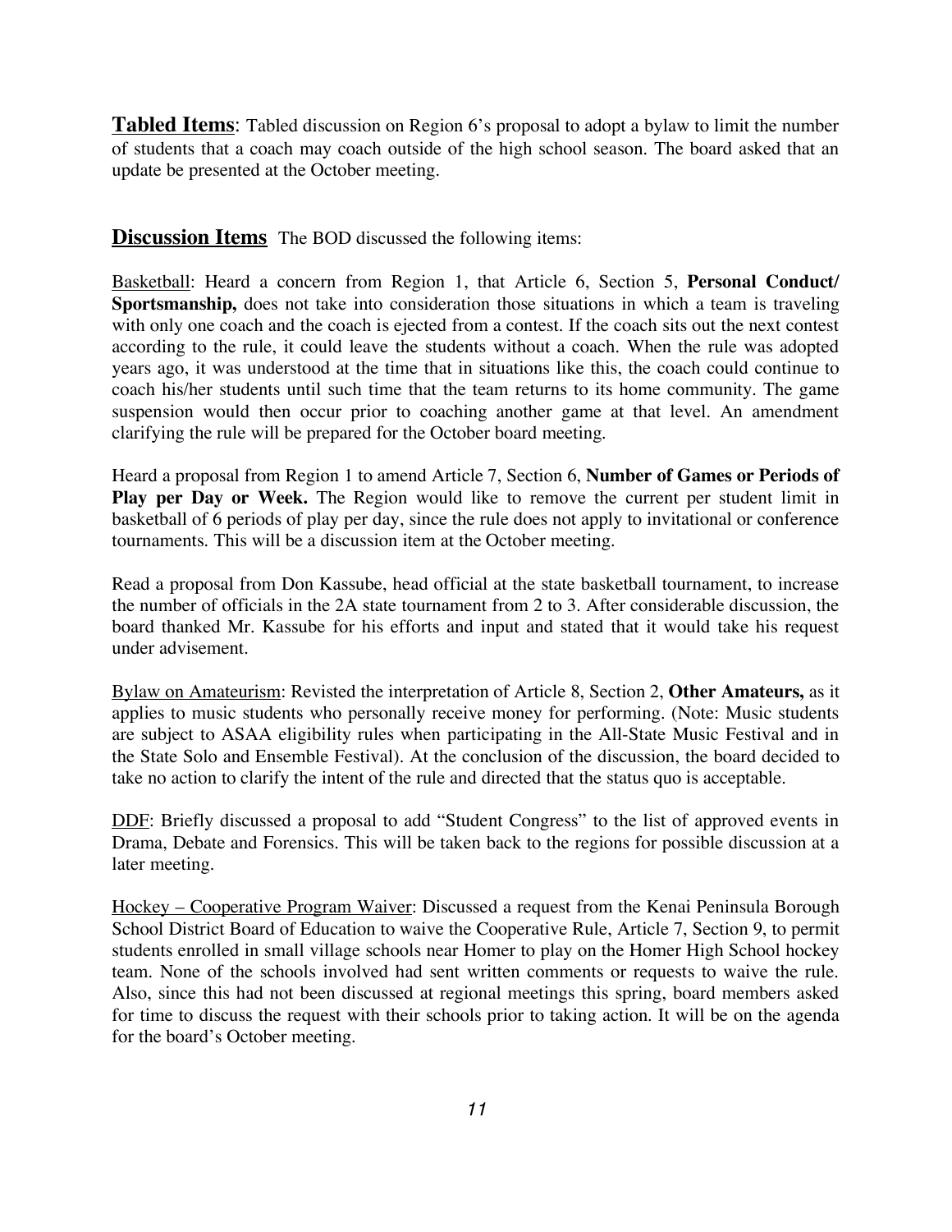**Tabled Items**: Tabled discussion on Region 6's proposal to adopt a bylaw to limit the number of students that a coach may coach outside of the high school season. The board asked that an update be presented at the October meeting.

**Discussion Items** The BOD discussed the following items:

Basketball: Heard a concern from Region 1, that Article 6, Section 5, **Personal Conduct/ Sportsmanship,** does not take into consideration those situations in which a team is traveling with only one coach and the coach is ejected from a contest. If the coach sits out the next contest according to the rule, it could leave the students without a coach. When the rule was adopted years ago, it was understood at the time that in situations like this, the coach could continue to coach his/her students until such time that the team returns to its home community. The game suspension would then occur prior to coaching another game at that level. An amendment clarifying the rule will be prepared for the October board meeting.

Heard a proposal from Region 1 to amend Article 7, Section 6, **Number of Games or Periods of Play per Day or Week.** The Region would like to remove the current per student limit in basketball of 6 periods of play per day, since the rule does not apply to invitational or conference tournaments. This will be a discussion item at the October meeting.

Read a proposal from Don Kassube, head official at the state basketball tournament, to increase the number of officials in the 2A state tournament from 2 to 3. After considerable discussion, the board thanked Mr. Kassube for his efforts and input and stated that it would take his request under advisement.

Bylaw on Amateurism: Revisted the interpretation of Article 8, Section 2, **Other Amateurs,** as it applies to music students who personally receive money for performing. (Note: Music students are subject to ASAA eligibility rules when participating in the All-State Music Festival and in the State Solo and Ensemble Festival). At the conclusion of the discussion, the board decided to take no action to clarify the intent of the rule and directed that the status quo is acceptable.

DDF: Briefly discussed a proposal to add "Student Congress" to the list of approved events in Drama, Debate and Forensics. This will be taken back to the regions for possible discussion at a later meeting.

Hockey – Cooperative Program Waiver: Discussed a request from the Kenai Peninsula Borough School District Board of Education to waive the Cooperative Rule, Article 7, Section 9, to permit students enrolled in small village schools near Homer to play on the Homer High School hockey team. None of the schools involved had sent written comments or requests to waive the rule. Also, since this had not been discussed at regional meetings this spring, board members asked for time to discuss the request with their schools prior to taking action. It will be on the agenda for the board's October meeting.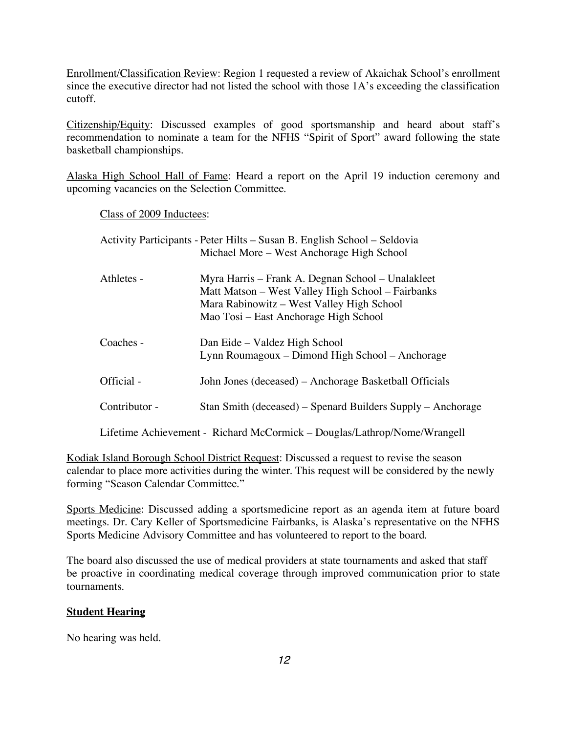<u>Enrollment/Classification Review</u>: Region 1 requested a review of Akaichak School's enrollment since the executive director had not listed the school with those 1A's exceeding the classification cutoff.

<u>Citizenship/Equity</u>: Discussed examples of good sportsmanship and heard about staff's recommendation to nominate a team for the NFHS "Spirit of Sport" award following the state basketball championships.

<u>Alaska High School Hall of Fame</u>: Heard a report on the April 19 induction ceremony and upcoming vacancies on the Selection Committee.

<u>Class of 2009 Inductees</u>:

| | |
|---|---|
| Activity Participants - | Peter Hilts – Susan B. English School – Seldovia<br>Michael More – West Anchorage High School |
| Athletes - | Myra Harris – Frank A. Degnan School – Unalakleet<br>Matt Matson – West Valley High School – Fairbanks<br>Mara Rabinowitz – West Valley High School<br>Mao Tosi – East Anchorage High School |
| Coaches - | Dan Eide – Valdez High School<br>Lynn Roumagoux – Dimond High School – Anchorage |
| Official - | John Jones (deceased) – Anchorage Basketball Officials |
| Contributor - | Stan Smith (deceased) – Spenard Builders Supply – Anchorage |

Lifetime Achievement - Richard McCormick – Douglas/Lathrop/Nome/Wrangell

<u>Kodiak Island Borough School District Request</u>: Discussed a request to revise the season calendar to place more activities during the winter. This request will be considered by the newly forming "Season Calendar Committee."

<u>Sports Medicine</u>: Discussed adding a sportsmedicine report as an agenda item at future board meetings. Dr. Cary Keller of Sportsmedicine Fairbanks, is Alaska's representative on the NFHS Sports Medicine Advisory Committee and has volunteered to report to the board.

The board also discussed the use of medical providers at state tournaments and asked that staff be proactive in coordinating medical coverage through improved communication prior to state tournaments.

**<u>Student Hearing</u>**

No hearing was held.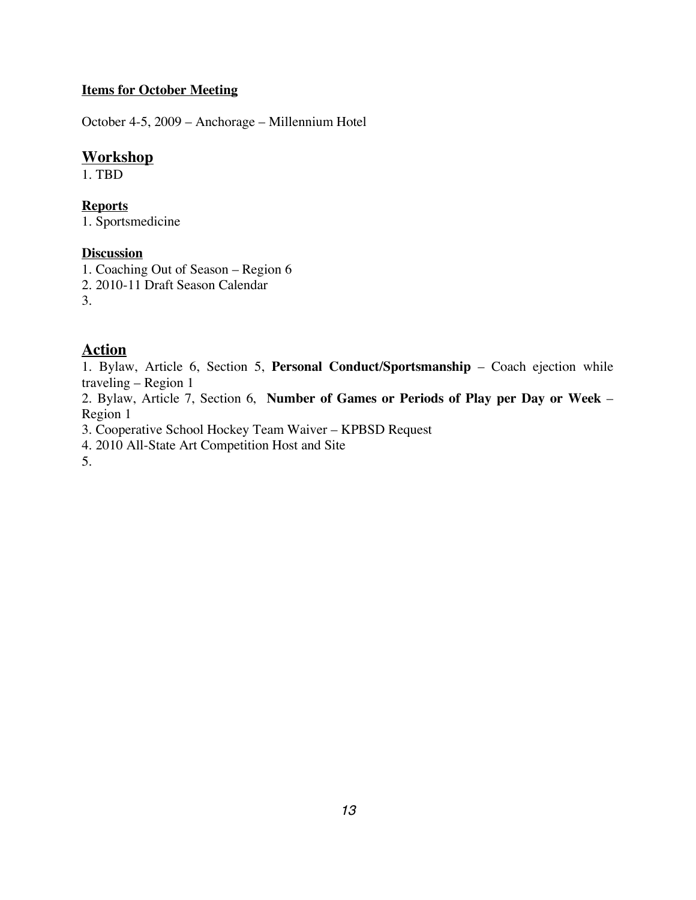**Items for October Meeting**

October 4-5, 2009 – Anchorage – Millennium Hotel

## Workshop

1. TBD

### Reports

1. Sportsmedicine

### Discussion

1. Coaching Out of Season – Region 6
2. 2010-11 Draft Season Calendar
3.

## Action

1. Bylaw, Article 6, Section 5, **Personal Conduct/Sportsmanship** – Coach ejection while traveling – Region 1
2. Bylaw, Article 7, Section 6, **Number of Games or Periods of Play per Day or Week** – Region 1
3. Cooperative School Hockey Team Waiver – KPBSD Request
4. 2010 All-State Art Competition Host and Site
5.